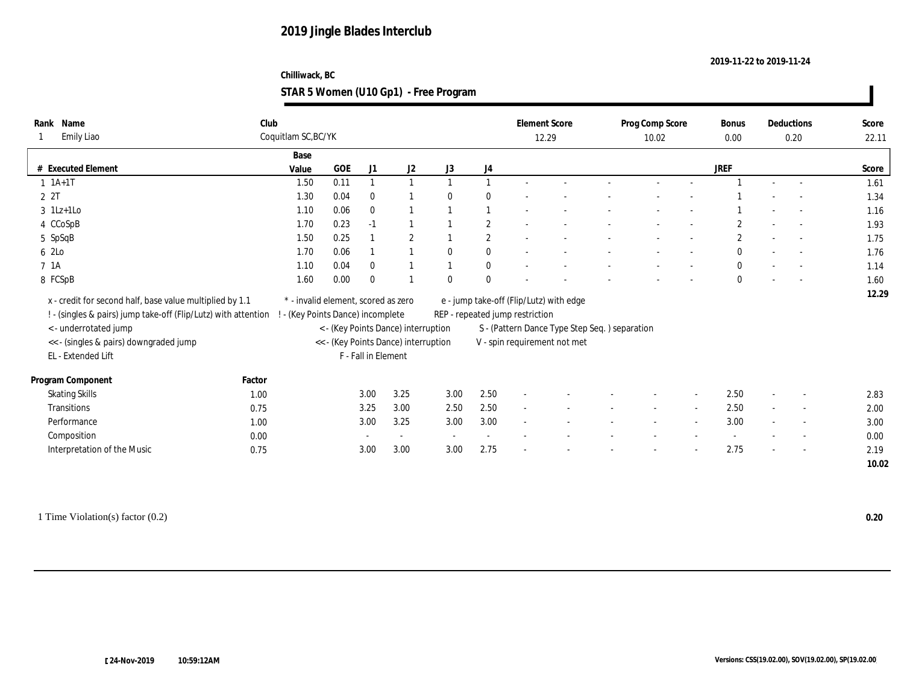# 2019 Jingle Blades Interclub

**2019-11-22 to 2019-11-24**

**Chilliwack, BC**

## STAR 5 Women (U10 Gp1) - Free Program

| Rank | Name | Club | Element Score | Prog Comp Score | Bonus | Deductions | Score |
|---|---|---|---|---|---|---|---|
| 1 | Emily Liao | Coquitlam SC,BC/YK | 12.29 | 10.02 | 0.00 | 0.20 | 22.11 |

| # | Executed Element | Base Value | GOE | J1 | J2 | J3 | J4 | JREF | Score |
|---|---|---|---|---|---|---|---|---|---|
| 1 | 1A+1T | 1.50 | 0.11 | 1 | 1 | 1 | 1 | 1 | 1.61 |
| 2 | 2T | 1.30 | 0.04 | 0 | 1 | 0 | 0 | 1 | 1.34 |
| 3 | 1Lz+1Lo | 1.10 | 0.06 | 0 | 1 | 1 | 1 | 1 | 1.16 |
| 4 | CCoSpB | 1.70 | 0.23 | -1 | 1 | 1 | 2 | 2 | 1.93 |
| 5 | SpSqB | 1.50 | 0.25 | 1 | 2 | 1 | 2 | 2 | 1.75 |
| 6 | 2Lo | 1.70 | 0.06 | 1 | 1 | 0 | 0 | 0 | 1.76 |
| 7 | 1A | 1.10 | 0.04 | 0 | 1 | 1 | 0 | 0 | 1.14 |
| 8 | FCSpB | 1.60 | 0.00 | 0 | 1 | 0 | 0 | 0 | 1.60 |
| | | | | | | | | | **12.29** |

x - credit for second half, base value multiplied by 1.1
! - (singles & pairs) jump take-off (Flip/Lutz) with attention
< - underrotated jump
<< - (singles & pairs) downgraded jump
EL - Extended Lift
* - invalid element, scored as zero
! - (Key Points Dance) incomplete
< - (Key Points Dance) interruption
<< - (Key Points Dance) interruption
F - Fall in Element
e - jump take-off (Flip/Lutz) with edge
REP - repeated jump restriction
S - (Pattern Dance Type Step Seq. ) separation
V - spin requirement not met

| Program Component | Factor | J1 | J2 | J3 | J4 | JREF | Score |
|---|---|---|---|---|---|---|---|
| Skating Skills | 1.00 | 3.00 | 3.25 | 3.00 | 2.50 | 2.50 | 2.83 |
| Transitions | 0.75 | 3.25 | 3.00 | 2.50 | 2.50 | 2.50 | 2.00 |
| Performance | 1.00 | 3.00 | 3.25 | 3.00 | 3.00 | 3.00 | 3.00 |
| Composition | 0.00 | - | - | - | - | - | 0.00 |
| Interpretation of the Music | 0.75 | 3.00 | 3.00 | 3.00 | 2.75 | 2.75 | 2.19 |
| | | | | | | | **10.02** |

1 Time Violation(s) factor (0.2) **0.20**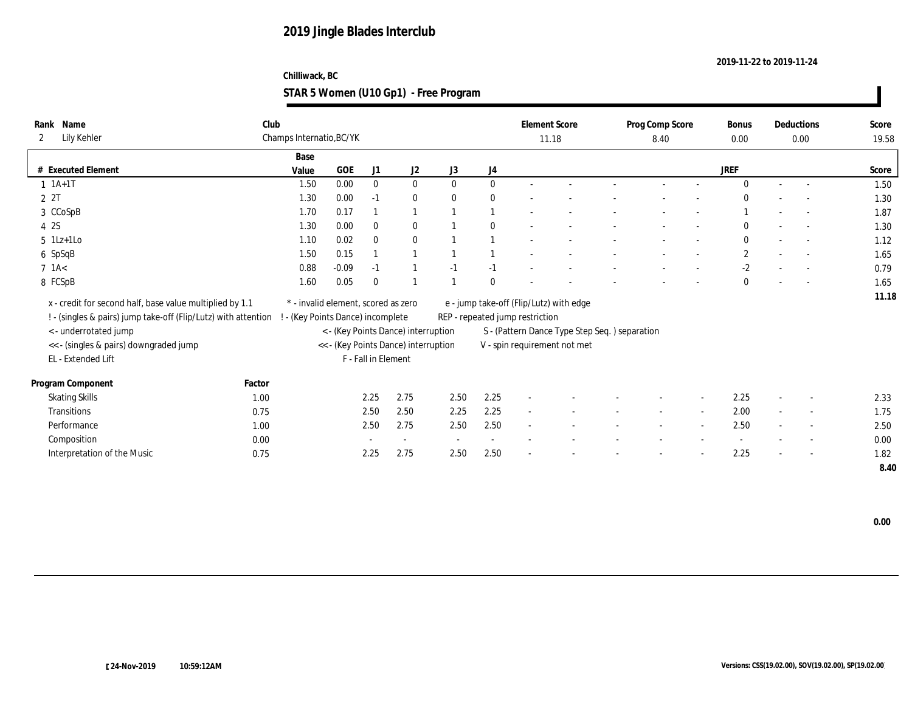# 2019 Jingle Blades Interclub

**2019-11-22 to 2019-11-24**

**Chilliwack, BC**

## STAR 5 Women (U10 Gp1) - Free Program

| Rank | Name | Club | Element Score | Prog Comp Score | Bonus | Deductions | Score |
|---|---|---|---|---|---|---|---|
| 2 | Lily Kehler | Champs Internatio,BC/YK | 11.18 | 8.40 | 0.00 | 0.00 | 19.58 |

| # | Executed Element | Base Value | GOE | J1 | J2 | J3 | J4 | | | | | | JREF | | | Score |
|---|---|---|---|---|---|---|---|---|---|---|---|---|---|---|---|---|
| 1 | 1A+1T | 1.50 | 0.00 | 0 | 0 | 0 | 0 | - | - | - | - | - | 0 | - | - | 1.50 |
| 2 | 2T | 1.30 | 0.00 | -1 | 0 | 0 | 0 | - | - | - | - | - | 0 | - | - | 1.30 |
| 3 | CCoSpB | 1.70 | 0.17 | 1 | 1 | 1 | 1 | - | - | - | - | - | 1 | - | - | 1.87 |
| 4 | 2S | 1.30 | 0.00 | 0 | 0 | 1 | 0 | - | - | - | - | - | 0 | - | - | 1.30 |
| 5 | 1Lz+1Lo | 1.10 | 0.02 | 0 | 0 | 1 | 1 | - | - | - | - | - | 0 | - | - | 1.12 |
| 6 | SpSqB | 1.50 | 0.15 | 1 | 1 | 1 | 1 | - | - | - | - | - | 2 | - | - | 1.65 |
| 7 | 1A< | 0.88 | -0.09 | -1 | 1 | -1 | -1 | - | - | - | - | - | -2 | - | - | 0.79 |
| 8 | FCSpB | 1.60 | 0.05 | 0 | 1 | 1 | 0 | - | - | - | - | - | 0 | - | - | 1.65 |
| | | | | | | | | | | | | | | | | 11.18 |

x - credit for second half, base value multiplied by 1.1
! - (singles & pairs) jump take-off (Flip/Lutz) with attention
< - underrotated jump
<< - (singles & pairs) downgraded jump
EL - Extended Lift
* - invalid element, scored as zero
! - (Key Points Dance) incomplete
< - (Key Points Dance) interruption
<< - (Key Points Dance) interruption
F - Fall in Element
e - jump take-off (Flip/Lutz) with edge
REP - repeated jump restriction
S - (Pattern Dance Type Step Seq. ) separation
V - spin requirement not met

| Program Component | Factor | J1 | J2 | J3 | J4 | | | | | | JREF | | | Score |
|---|---|---|---|---|---|---|---|---|---|---|---|---|---|---|
| Skating Skills | 1.00 | 2.25 | 2.75 | 2.50 | 2.25 | - | - | - | - | - | 2.25 | - | - | 2.33 |
| Transitions | 0.75 | 2.50 | 2.50 | 2.25 | 2.25 | - | - | - | - | - | 2.00 | - | - | 1.75 |
| Performance | 1.00 | 2.50 | 2.75 | 2.50 | 2.50 | - | - | - | - | - | 2.50 | - | - | 2.50 |
| Composition | 0.00 | - | - | - | - | - | - | - | - | - | - | - | - | 0.00 |
| Interpretation of the Music | 0.75 | 2.25 | 2.75 | 2.50 | 2.50 | - | - | - | - | - | 2.25 | - | - | 1.82 |
| | | | | | | | | | | | | | | 8.40 |

**0.00**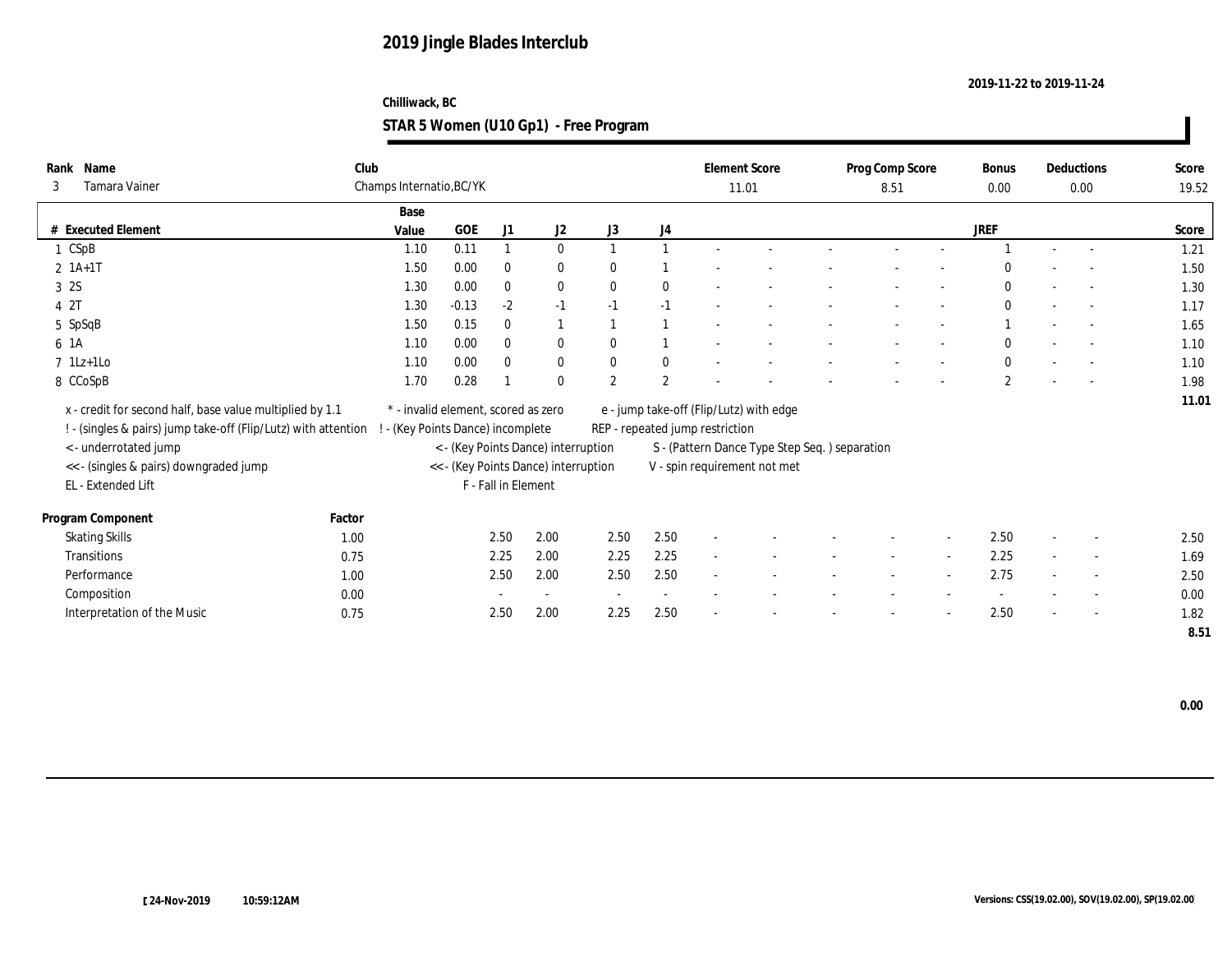# 2019 Jingle Blades Interclub

**2019-11-22 to 2019-11-24**

**Chilliwack, BC**

**STAR 5 Women (U10 Gp1) - Free Program**

| Rank | Name | Club | Element Score | Prog Comp Score | Bonus | Deductions | Score |
|---|---|---|---|---|---|---|---|
| 3 | Tamara Vainer | Champs Internatio,BC/YK | 11.01 | 8.51 | 0.00 | 0.00 | 19.52 |

| # | Executed Element | Base Value | GOE | J1 | J2 | J3 | J4 | | | | | | | JREF | | | Score |
|---|---|---|---|---|---|---|---|---|---|---|---|---|---|---|---|---|---|
| 1 | CSpB | 1.10 | 0.11 | 1 | 0 | 1 | 1 | - | - | - | - | - | | 1 | - | - | 1.21 |
| 2 | 1A+1T | 1.50 | 0.00 | 0 | 0 | 0 | 1 | - | - | - | - | - | | 0 | - | - | 1.50 |
| 3 | 2S | 1.30 | 0.00 | 0 | 0 | 0 | 0 | - | - | - | - | - | | 0 | - | - | 1.30 |
| 4 | 2T | 1.30 | -0.13 | -2 | -1 | -1 | -1 | - | - | - | - | - | | 0 | - | - | 1.17 |
| 5 | SpSqB | 1.50 | 0.15 | 0 | 1 | 1 | 1 | - | - | - | - | - | | 1 | - | - | 1.65 |
| 6 | 1A | 1.10 | 0.00 | 0 | 0 | 0 | 1 | - | - | - | - | - | | 0 | - | - | 1.10 |
| 7 | 1Lz+1Lo | 1.10 | 0.00 | 0 | 0 | 0 | 0 | - | - | - | - | - | | 0 | - | - | 1.10 |
| 8 | CCoSpB | 1.70 | 0.28 | 1 | 0 | 2 | 2 | - | - | - | - | - | | 2 | - | - | 1.98 |
| | | | | | | | | | | | | | | | | | 11.01 |

x - credit for second half, base value multiplied by 1.1
! - (singles & pairs) jump take-off (Flip/Lutz) with attention
< - underrotated jump
<< - (singles & pairs) downgraded jump
EL - Extended Lift
\* - invalid element, scored as zero
! - (Key Points Dance) incomplete
< - (Key Points Dance) interruption
<< - (Key Points Dance) interruption
F - Fall in Element
e - jump take-off (Flip/Lutz) with edge
REP - repeated jump restriction
S - (Pattern Dance Type Step Seq. ) separation
V - spin requirement not met

| Program Component | Factor | J1 | J2 | J3 | J4 | | | | | | | JREF | | | Score |
|---|---|---|---|---|---|---|---|---|---|---|---|---|---|---|---|
| Skating Skills | 1.00 | 2.50 | 2.00 | 2.50 | 2.50 | - | - | - | - | - | - | 2.50 | - | - | 2.50 |
| Transitions | 0.75 | 2.25 | 2.00 | 2.25 | 2.25 | - | - | - | - | - | - | 2.25 | - | - | 1.69 |
| Performance | 1.00 | 2.50 | 2.00 | 2.50 | 2.50 | - | - | - | - | - | - | 2.75 | - | - | 2.50 |
| Composition | 0.00 | - | - | - | - | - | - | - | - | - | - | - | - | - | 0.00 |
| Interpretation of the Music | 0.75 | 2.50 | 2.00 | 2.25 | 2.50 | - | - | - | - | - | - | 2.50 | - | - | 1.82 |
| | | | | | | | | | | | | | | | 8.51 |

**0.00**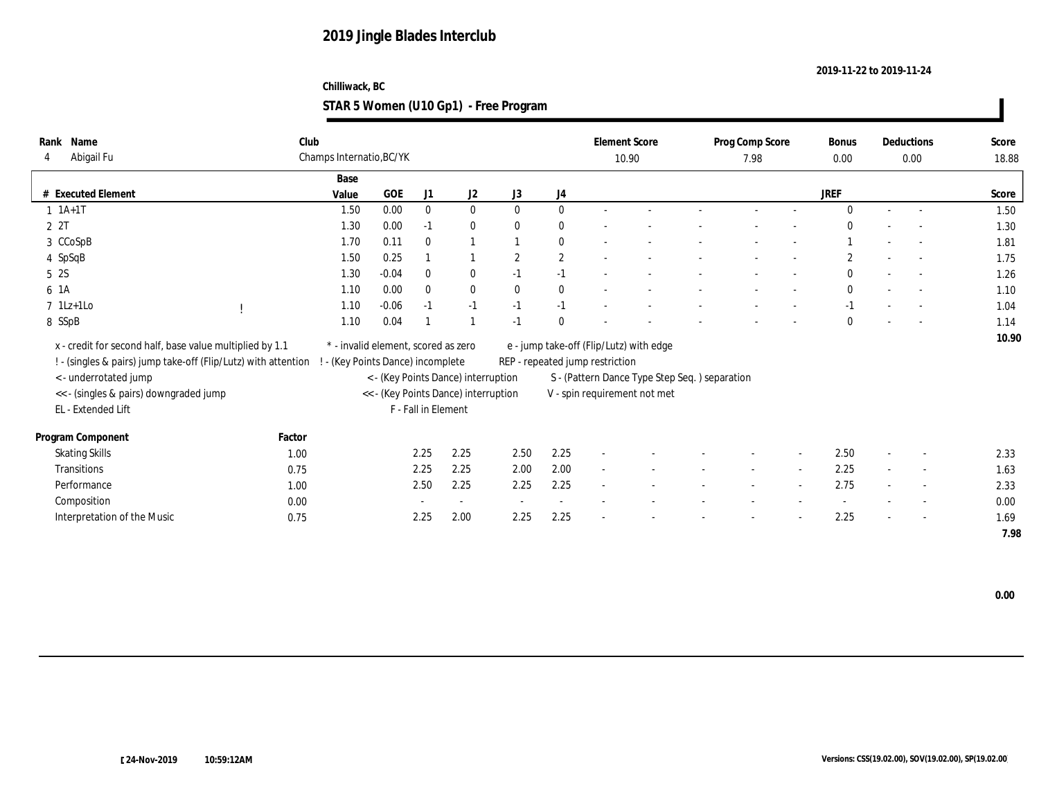# 2019 Jingle Blades Interclub

2019-11-22 to 2019-11-24

**Chilliwack, BC**

## STAR 5 Women (U10 Gp1) - Free Program

| Rank | Name | Club | Element Score | Prog Comp Score | Bonus | Deductions | Score |
|---|---|---|---|---|---|---|---|
| 4 | Abigail Fu | Champs Internatio,BC/YK | 10.90 | 7.98 | 0.00 | 0.00 | 18.88 |

| # | Executed Element | | Base Value | GOE | J1 | J2 | J3 | J4 | | | | | | JREF | | | Score |
|---|---|---|---|---|---|---|---|---|---|---|---|---|---|---|---|---|---|
| 1 | 1A+1T | | 1.50 | 0.00 | 0 | 0 | 0 | 0 | - | - | - | - | - | 0 | - | - | 1.50 |
| 2 | 2T | | 1.30 | 0.00 | -1 | 0 | 0 | 0 | - | - | - | - | - | 0 | - | - | 1.30 |
| 3 | CCoSpB | | 1.70 | 0.11 | 0 | 1 | 1 | 0 | - | - | - | - | - | 1 | - | - | 1.81 |
| 4 | SpSqB | | 1.50 | 0.25 | 1 | 1 | 2 | 2 | - | - | - | - | - | 2 | - | - | 1.75 |
| 5 | 2S | | 1.30 | -0.04 | 0 | 0 | -1 | -1 | - | - | - | - | - | 0 | - | - | 1.26 |
| 6 | 1A | | 1.10 | 0.00 | 0 | 0 | 0 | 0 | - | - | - | - | - | 0 | - | - | 1.10 |
| 7 | 1Lz+1Lo | ! | 1.10 | -0.06 | -1 | -1 | -1 | -1 | - | - | - | - | - | -1 | - | - | 1.04 |
| 8 | SSpB | | 1.10 | 0.04 | 1 | 1 | -1 | 0 | - | - | - | - | - | 0 | - | - | 1.14 |
| | | | | | | | | | | | | | | | | | 10.90 |

x - credit for second half, base value multiplied by 1.1
! - (singles & pairs) jump take-off (Flip/Lutz) with attention
< - underrotated jump
<< - (singles & pairs) downgraded jump
EL - Extended Lift
* - invalid element, scored as zero
! - (Key Points Dance) incomplete
< - (Key Points Dance) interruption
<< - (Key Points Dance) interruption
F - Fall in Element
e - jump take-off (Flip/Lutz) with edge
REP - repeated jump restriction
S - (Pattern Dance Type Step Seq. ) separation
V - spin requirement not met

| Program Component | Factor | J1 | J2 | J3 | J4 | | | | | | JREF | | | Score |
|---|---|---|---|---|---|---|---|---|---|---|---|---|---|---|
| Skating Skills | 1.00 | 2.25 | 2.25 | 2.50 | 2.25 | - | - | - | - | - | 2.50 | - | - | 2.33 |
| Transitions | 0.75 | 2.25 | 2.25 | 2.00 | 2.00 | - | - | - | - | - | 2.25 | - | - | 1.63 |
| Performance | 1.00 | 2.50 | 2.25 | 2.25 | 2.25 | - | - | - | - | - | 2.75 | - | - | 2.33 |
| Composition | 0.00 | - | - | - | - | - | - | - | - | - | - | - | - | 0.00 |
| Interpretation of the Music | 0.75 | 2.25 | 2.00 | 2.25 | 2.25 | - | - | - | - | - | 2.25 | - | - | 1.69 |
| | | | | | | | | | | | | | | 7.98 |

0.00

24-Nov-2019 10:59:12AM

Versions: CSS(19.02.00), SOV(19.02.00), SP(19.02.00)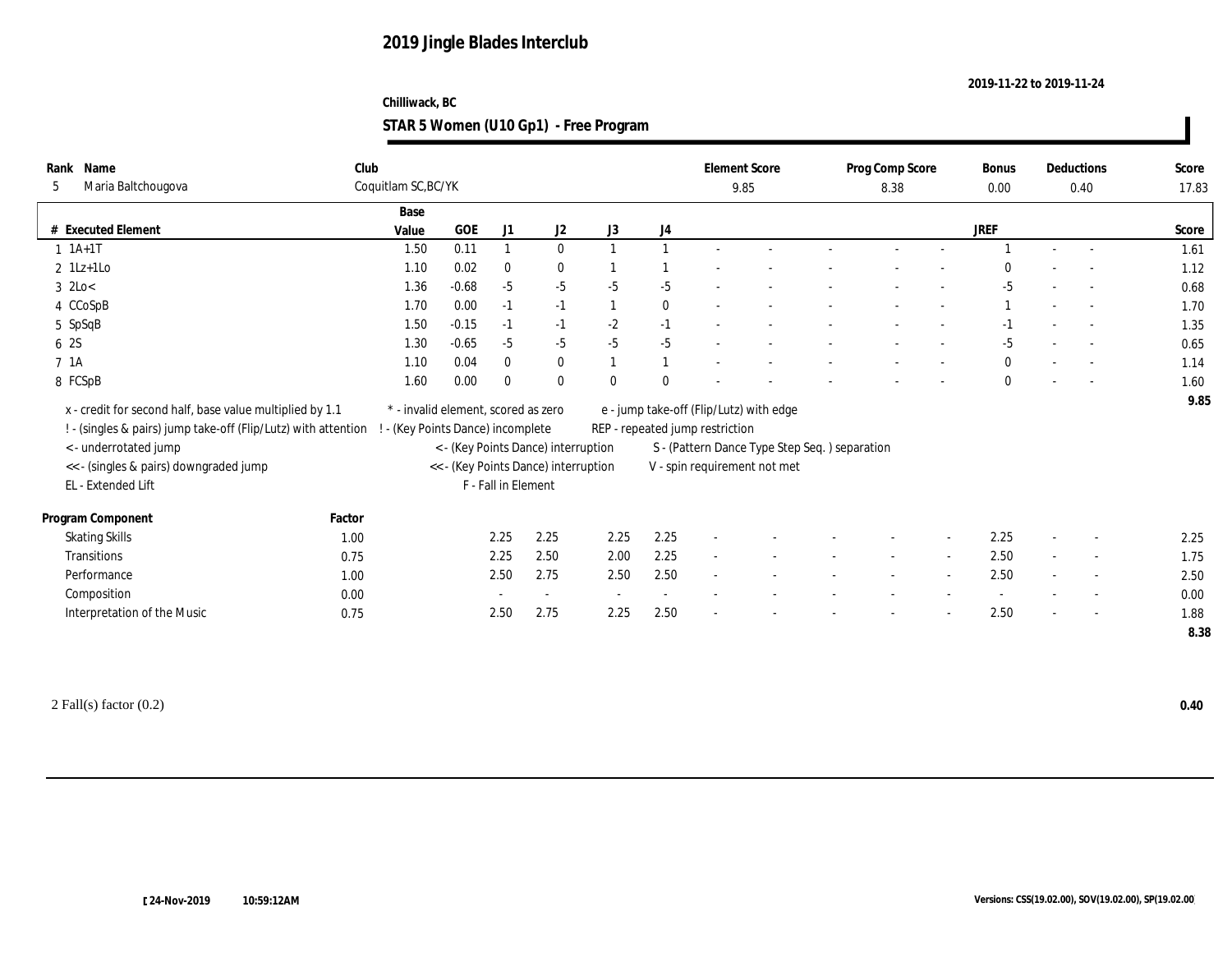# 2019 Jingle Blades Interclub

2019-11-22 to 2019-11-24

Chilliwack, BC

## STAR 5 Women (U10 Gp1) - Free Program

| Rank | Name | Club | Element Score | Prog Comp Score | Bonus | Deductions | Score |
|---|---|---|---|---|---|---|---|
| 5 | Maria Baltchougova | Coquitlam SC,BC/YK | 9.85 | 8.38 | 0.00 | 0.40 | 17.83 |

| # | Executed Element | Base Value | GOE | J1 | J2 | J3 | J4 | | | | | | JREF | | | Score |
|---|---|---|---|---|---|---|---|---|---|---|---|---|---|---|---|---|
| 1 | 1A+1T | 1.50 | 0.11 | 1 | 0 | 1 | 1 | - | - | - | - | - | 1 | - | - | 1.61 |
| 2 | 1Lz+1Lo | 1.10 | 0.02 | 0 | 0 | 1 | 1 | - | - | - | - | - | 0 | - | - | 1.12 |
| 3 | 2Lo< | 1.36 | -0.68 | -5 | -5 | -5 | -5 | - | - | - | - | - | -5 | - | - | 0.68 |
| 4 | CCoSpB | 1.70 | 0.00 | -1 | -1 | 1 | 0 | - | - | - | - | - | 1 | - | - | 1.70 |
| 5 | SpSqB | 1.50 | -0.15 | -1 | -1 | -2 | -1 | - | - | - | - | - | -1 | - | - | 1.35 |
| 6 | 2S | 1.30 | -0.65 | -5 | -5 | -5 | -5 | - | - | - | - | - | -5 | - | - | 0.65 |
| 7 | 1A | 1.10 | 0.04 | 0 | 0 | 1 | 1 | - | - | - | - | - | 0 | - | - | 1.14 |
| 8 | FCSpB | 1.60 | 0.00 | 0 | 0 | 0 | 0 | - | - | - | - | - | 0 | - | - | 1.60 |
| | | | | | | | | | | | | | | | | 9.85 |

x - credit for second half, base value multiplied by 1.1
! - (singles & pairs) jump take-off (Flip/Lutz) with attention
< - underrotated jump
<< - (singles & pairs) downgraded jump
EL - Extended Lift
* - invalid element, scored as zero
! - (Key Points Dance) incomplete
< - (Key Points Dance) interruption
<< - (Key Points Dance) interruption
F - Fall in Element
e - jump take-off (Flip/Lutz) with edge
REP - repeated jump restriction
S - (Pattern Dance Type Step Seq. ) separation
V - spin requirement not met

| Program Component | Factor | J1 | J2 | J3 | J4 | | | | | | JREF | | | Score |
|---|---|---|---|---|---|---|---|---|---|---|---|---|---|---|
| Skating Skills | 1.00 | 2.25 | 2.25 | 2.25 | 2.25 | - | - | - | - | - | 2.25 | - | - | 2.25 |
| Transitions | 0.75 | 2.25 | 2.50 | 2.00 | 2.25 | - | - | - | - | - | 2.50 | - | - | 1.75 |
| Performance | 1.00 | 2.50 | 2.75 | 2.50 | 2.50 | - | - | - | - | - | 2.50 | - | - | 2.50 |
| Composition | 0.00 | - | - | - | - | - | - | - | - | - | - | - | - | 0.00 |
| Interpretation of the Music | 0.75 | 2.50 | 2.75 | 2.25 | 2.50 | - | - | - | - | - | 2.50 | - | - | 1.88 |
| | | | | | | | | | | | | | | 8.38 |

2 Fall(s) factor (0.2) **0.40**

[24-Nov-2019 10:59:12AM

Versions: CSS(19.02.00), SOV(19.02.00), SP(19.02.00)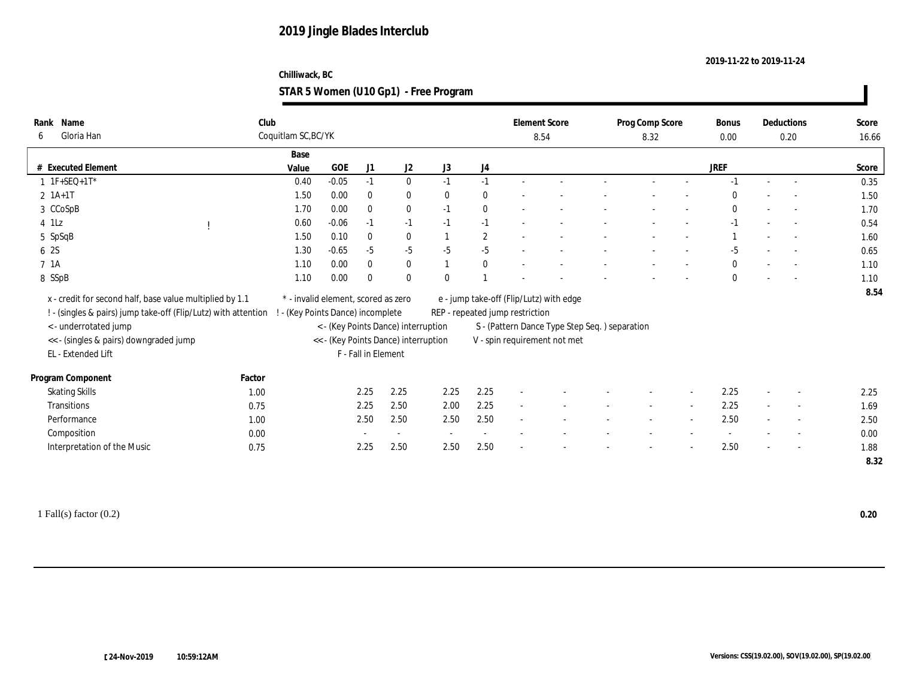# 2019 Jingle Blades Interclub

2019-11-22 to 2019-11-24

Chilliwack, BC

## STAR 5 Women (U10 Gp1) - Free Program

| Rank | Name | Club | Element Score | Prog Comp Score | Bonus | Deductions | Score |
|---|---|---|---|---|---|---|---|
| 6 | Gloria Han | Coquitlam SC,BC/YK | 8.54 | 8.32 | 0.00 | 0.20 | 16.66 |

| # | Executed Element | | Base Value | GOE | J1 | J2 | J3 | J4 | JREF | Score |
|---|---|---|---|---|---|---|---|---|---|---|
| 1 | 1F+SEQ+1T* | | 0.40 | -0.05 | -1 | 0 | -1 | -1 | -1 | 0.35 |
| 2 | 1A+1T | | 1.50 | 0.00 | 0 | 0 | 0 | 0 | 0 | 1.50 |
| 3 | CCoSpB | | 1.70 | 0.00 | 0 | 0 | -1 | 0 | 0 | 1.70 |
| 4 | 1Lz | ! | 0.60 | -0.06 | -1 | -1 | -1 | -1 | -1 | 0.54 |
| 5 | SpSqB | | 1.50 | 0.10 | 0 | 0 | 1 | 2 | 1 | 1.60 |
| 6 | 2S | | 1.30 | -0.65 | -5 | -5 | -5 | -5 | -5 | 0.65 |
| 7 | 1A | | 1.10 | 0.00 | 0 | 0 | 1 | 0 | 0 | 1.10 |
| 8 | SSpB | | 1.10 | 0.00 | 0 | 0 | 0 | 1 | 0 | 1.10 |
| | | | | | | | | | | 8.54 |

x - credit for second half, base value multiplied by 1.1
! - (singles & pairs) jump take-off (Flip/Lutz) with attention
< - underrotated jump
<< - (singles & pairs) downgraded jump
EL - Extended Lift
* - invalid element, scored as zero
! - (Key Points Dance) incomplete
< - (Key Points Dance) interruption
<< - (Key Points Dance) interruption
F - Fall in Element
e - jump take-off (Flip/Lutz) with edge
REP - repeated jump restriction
S - (Pattern Dance Type Step Seq. ) separation
V - spin requirement not met

| Program Component | Factor | J1 | J2 | J3 | J4 | JREF | Score |
|---|---|---|---|---|---|---|---|
| Skating Skills | 1.00 | 2.25 | 2.25 | 2.25 | 2.25 | 2.25 | 2.25 |
| Transitions | 0.75 | 2.25 | 2.50 | 2.00 | 2.25 | 2.25 | 1.69 |
| Performance | 1.00 | 2.50 | 2.50 | 2.50 | 2.50 | 2.50 | 2.50 |
| Composition | 0.00 | - | - | - | - | - | 0.00 |
| Interpretation of the Music | 0.75 | 2.25 | 2.50 | 2.50 | 2.50 | 2.50 | 1.88 |
| | | | | | | | 8.32 |

1 Fall(s) factor (0.2) **0.20**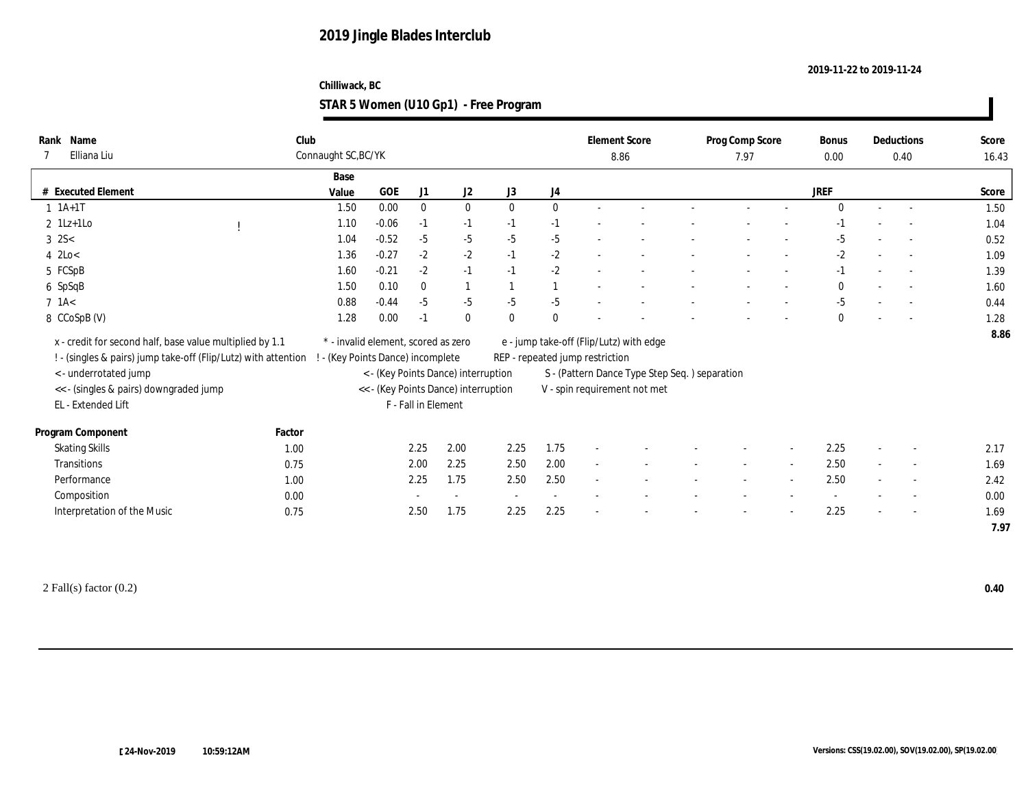# 2019 Jingle Blades Interclub

2019-11-22 to 2019-11-24

Chilliwack, BC

## STAR 5 Women (U10 Gp1) - Free Program

| Rank | Name | Club | Element Score | Prog Comp Score | Bonus | Deductions | Score |
|---|---|---|---|---|---|---|---|
| 7 | Elliana Liu | Connaught SC,BC/YK | 8.86 | 7.97 | 0.00 | 0.40 | 16.43 |

| # | Executed Element | | Base Value | GOE | J1 | J2 | J3 | J4 | | | | | | JREF | | | Score |
|---|---|---|---|---|---|---|---|---|---|---|---|---|---|---|---|---|---|
| 1 | 1A+1T | | 1.50 | 0.00 | 0 | 0 | 0 | 0 | - | - | - | - | - | 0 | - | - | 1.50 |
| 2 | 1Lz+1Lo | ! | 1.10 | -0.06 | -1 | -1 | -1 | -1 | - | - | - | - | - | -1 | - | - | 1.04 |
| 3 | 2S< | | 1.04 | -0.52 | -5 | -5 | -5 | -5 | - | - | - | - | - | -5 | - | - | 0.52 |
| 4 | 2Lo< | | 1.36 | -0.27 | -2 | -2 | -1 | -2 | - | - | - | - | - | -2 | - | - | 1.09 |
| 5 | FCSpB | | 1.60 | -0.21 | -2 | -1 | -1 | -2 | - | - | - | - | - | -1 | - | - | 1.39 |
| 6 | SpSqB | | 1.50 | 0.10 | 0 | 1 | 1 | 1 | - | - | - | - | - | 0 | - | - | 1.60 |
| 7 | 1A< | | 0.88 | -0.44 | -5 | -5 | -5 | -5 | - | - | - | - | - | -5 | - | - | 0.44 |
| 8 | CCoSpB (V) | | 1.28 | 0.00 | -1 | 0 | 0 | 0 | - | - | - | - | - | 0 | - | - | 1.28 |
| | | | | | | | | | | | | | | | | | 8.86 |

x - credit for second half, base value multiplied by 1.1
! - (singles & pairs) jump take-off (Flip/Lutz) with attention
< - underrotated jump
<< - (singles & pairs) downgraded jump
EL - Extended Lift
\* - invalid element, scored as zero
! - (Key Points Dance) incomplete
< - (Key Points Dance) interruption
<< - (Key Points Dance) interruption
F - Fall in Element
e - jump take-off (Flip/Lutz) with edge
REP - repeated jump restriction
S - (Pattern Dance Type Step Seq. ) separation
V - spin requirement not met

| Program Component | Factor | J1 | J2 | J3 | J4 | | | | | | JREF | | | Score |
|---|---|---|---|---|---|---|---|---|---|---|---|---|---|---|
| Skating Skills | 1.00 | 2.25 | 2.00 | 2.25 | 1.75 | - | - | - | - | - | 2.25 | - | - | 2.17 |
| Transitions | 0.75 | 2.00 | 2.25 | 2.50 | 2.00 | - | - | - | - | - | 2.50 | - | - | 1.69 |
| Performance | 1.00 | 2.25 | 1.75 | 2.50 | 2.50 | - | - | - | - | - | 2.50 | - | - | 2.42 |
| Composition | 0.00 | - | - | - | - | - | - | - | - | - | - | - | - | 0.00 |
| Interpretation of the Music | 0.75 | 2.50 | 1.75 | 2.25 | 2.25 | - | - | - | - | - | 2.25 | - | - | 1.69 |
| | | | | | | | | | | | | | | 7.97 |

2 Fall(s) factor (0.2) **0.40**

24-Nov-2019 10:59:12AM

Versions: CSS(19.02.00), SOV(19.02.00), SP(19.02.00)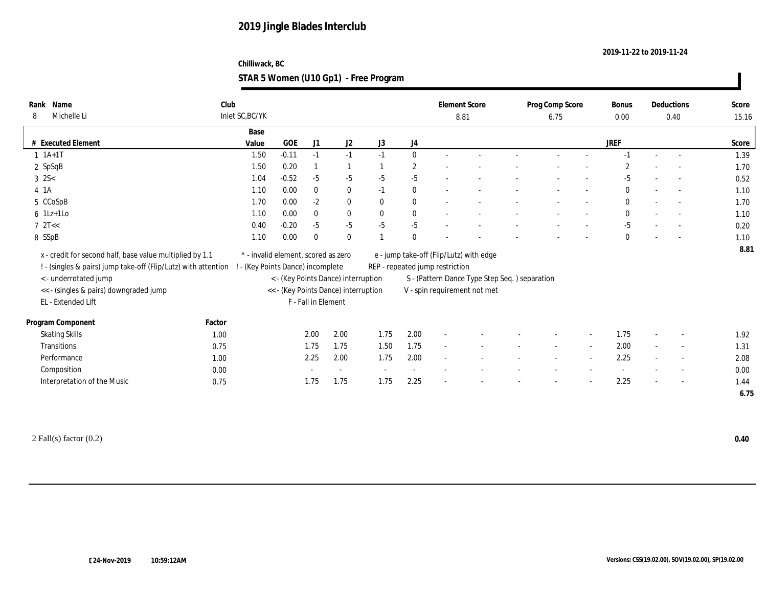# 2019 Jingle Blades Interclub

2019-11-22 to 2019-11-24

Chilliwack, BC

## STAR 5 Women (U10 Gp1) - Free Program

| Rank | Name | Club | Element Score | Prog Comp Score | Bonus | Deductions | Score |
|---|---|---|---|---|---|---|---|
| 8 | Michelle Li | Inlet SC,BC/YK | 8.81 | 6.75 | 0.00 | 0.40 | 15.16 |

| # | Executed Element | Base Value | GOE | J1 | J2 | J3 | J4 | | | | | | JREF | | | Score |
|---|---|---|---|---|---|---|---|---|---|---|---|---|---|---|---|---|
| 1 | 1A+1T | 1.50 | -0.11 | -1 | -1 | -1 | 0 | - | - | - | - | - | -1 | - | - | 1.39 |
| 2 | SpSqB | 1.50 | 0.20 | 1 | 1 | 1 | 2 | - | - | - | - | - | 2 | - | - | 1.70 |
| 3 | 2S< | 1.04 | -0.52 | -5 | -5 | -5 | -5 | - | - | - | - | - | -5 | - | - | 0.52 |
| 4 | 1A | 1.10 | 0.00 | 0 | 0 | -1 | 0 | - | - | - | - | - | 0 | - | - | 1.10 |
| 5 | CCoSpB | 1.70 | 0.00 | -2 | 0 | 0 | 0 | - | - | - | - | - | 0 | - | - | 1.70 |
| 6 | 1Lz+1Lo | 1.10 | 0.00 | 0 | 0 | 0 | 0 | - | - | - | - | - | 0 | - | - | 1.10 |
| 7 | 2T<< | 0.40 | -0.20 | -5 | -5 | -5 | -5 | - | - | - | - | - | -5 | - | - | 0.20 |
| 8 | SSpB | 1.10 | 0.00 | 0 | 0 | 1 | 0 | - | - | - | - | - | 0 | - | - | 1.10 |
| | | | | | | | | | | | | | | | | 8.81 |

x - credit for second half, base value multiplied by 1.1
! - (singles & pairs) jump take-off (Flip/Lutz) with attention
< - underrotated jump
<< - (singles & pairs) downgraded jump
EL - Extended Lift
* - invalid element, scored as zero
! - (Key Points Dance) incomplete
< - (Key Points Dance) interruption
<< - (Key Points Dance) interruption
F - Fall in Element
e - jump take-off (Flip/Lutz) with edge
REP - repeated jump restriction
S - (Pattern Dance Type Step Seq. ) separation
V - spin requirement not met

| Program Component | Factor | J1 | J2 | J3 | J4 | | | | | | JREF | | | Score |
|---|---|---|---|---|---|---|---|---|---|---|---|---|---|---|
| Skating Skills | 1.00 | 2.00 | 2.00 | 1.75 | 2.00 | - | - | - | - | - | 1.75 | - | - | 1.92 |
| Transitions | 0.75 | 1.75 | 1.75 | 1.50 | 1.75 | - | - | - | - | - | 2.00 | - | - | 1.31 |
| Performance | 1.00 | 2.25 | 2.00 | 1.75 | 2.00 | - | - | - | - | - | 2.25 | - | - | 2.08 |
| Composition | 0.00 | - | - | - | - | - | - | - | - | - | - | - | - | 0.00 |
| Interpretation of the Music | 0.75 | 1.75 | 1.75 | 1.75 | 2.25 | - | - | - | - | - | 2.25 | - | - | 1.44 |
| | | | | | | | | | | | | | | 6.75 |

2 Fall(s) factor (0.2) **0.40**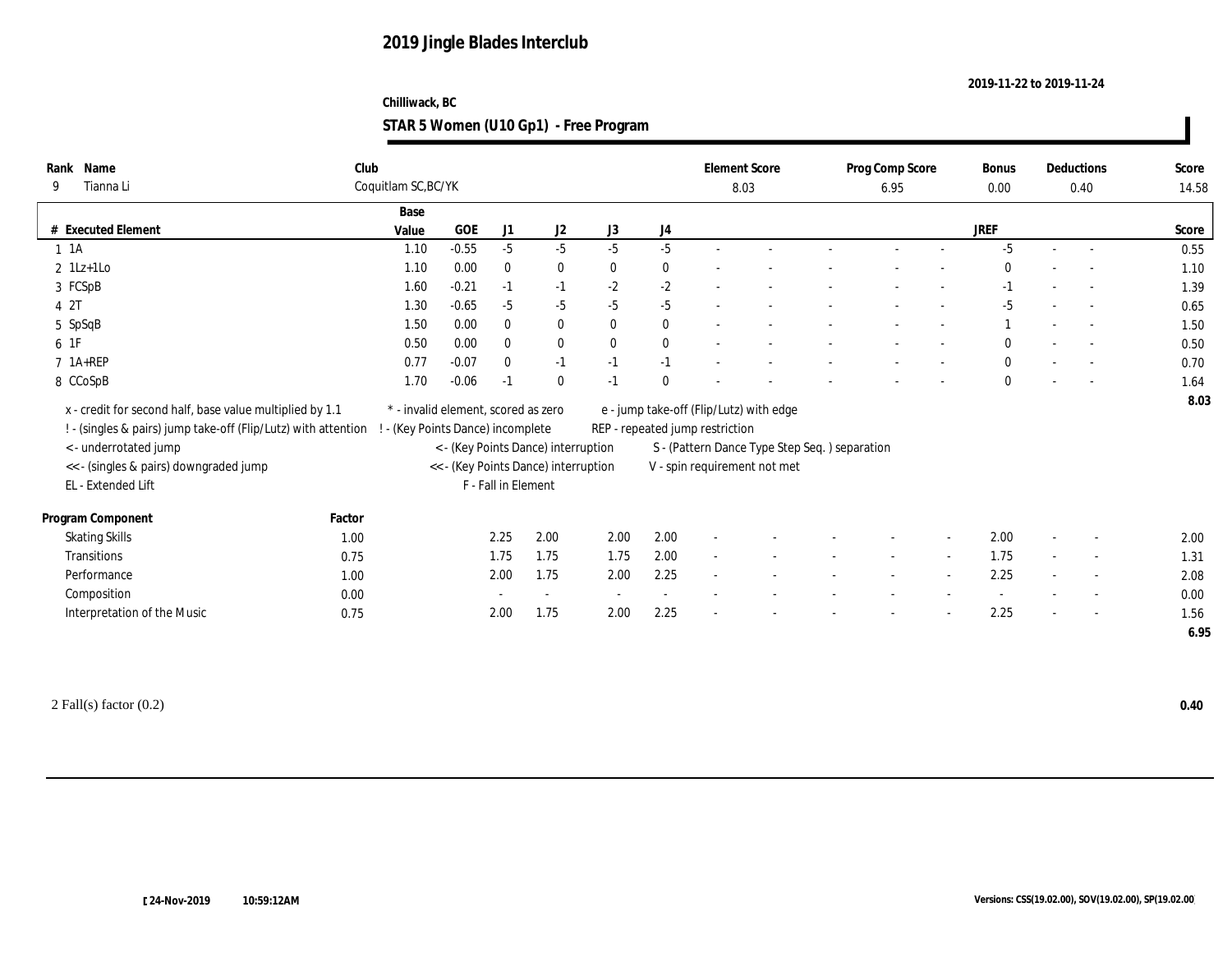# 2019 Jingle Blades Interclub

2019-11-22 to 2019-11-24

Chilliwack, BC

## STAR 5 Women (U10 Gp1) - Free Program

| Rank | Name | Club | Element Score | Prog Comp Score | Bonus | Deductions | Score |
|---|---|---|---|---|---|---|---|
| 9 | Tianna Li | Coquitlam SC,BC/YK | 8.03 | 6.95 | 0.00 | 0.40 | 14.58 |

| # | Executed Element | Base Value | GOE | J1 | J2 | J3 | J4 | JREF | Score |
|---|---|---|---|---|---|---|---|---|---|
| 1 | 1A | 1.10 | -0.55 | -5 | -5 | -5 | -5 | -5 | 0.55 |
| 2 | 1Lz+1Lo | 1.10 | 0.00 | 0 | 0 | 0 | 0 | 0 | 1.10 |
| 3 | FCSpB | 1.60 | -0.21 | -1 | -1 | -2 | -2 | -1 | 1.39 |
| 4 | 2T | 1.30 | -0.65 | -5 | -5 | -5 | -5 | -5 | 0.65 |
| 5 | SpSqB | 1.50 | 0.00 | 0 | 0 | 0 | 0 | 1 | 1.50 |
| 6 | 1F | 0.50 | 0.00 | 0 | 0 | 0 | 0 | 0 | 0.50 |
| 7 | 1A+REP | 0.77 | -0.07 | 0 | -1 | -1 | -1 | 0 | 0.70 |
| 8 | CCoSpB | 1.70 | -0.06 | -1 | 0 | -1 | 0 | 0 | 1.64 |
| | | | | | | | | | 8.03 |

x - credit for second half, base value multiplied by 1.1
! - (singles & pairs) jump take-off (Flip/Lutz) with attention
< - underrotated jump
<< - (singles & pairs) downgraded jump
EL - Extended Lift
* - invalid element, scored as zero
! - (Key Points Dance) incomplete
< - (Key Points Dance) interruption
<< - (Key Points Dance) interruption
F - Fall in Element
e - jump take-off (Flip/Lutz) with edge
REP - repeated jump restriction
S - (Pattern Dance Type Step Seq. ) separation
V - spin requirement not met

| Program Component | Factor | J1 | J2 | J3 | J4 | JREF | Score |
|---|---|---|---|---|---|---|---|
| Skating Skills | 1.00 | 2.25 | 2.00 | 2.00 | 2.00 | 2.00 | 2.00 |
| Transitions | 0.75 | 1.75 | 1.75 | 1.75 | 2.00 | 1.75 | 1.31 |
| Performance | 1.00 | 2.00 | 1.75 | 2.00 | 2.25 | 2.25 | 2.08 |
| Composition | 0.00 | - | - | - | - | - | 0.00 |
| Interpretation of the Music | 0.75 | 2.00 | 1.75 | 2.00 | 2.25 | 2.25 | 1.56 |
| | | | | | | | 6.95 |

2 Fall(s) factor (0.2) **0.40**

24-Nov-2019 10:59:12AM

Versions: CSS(19.02.00), SOV(19.02.00), SP(19.02.00)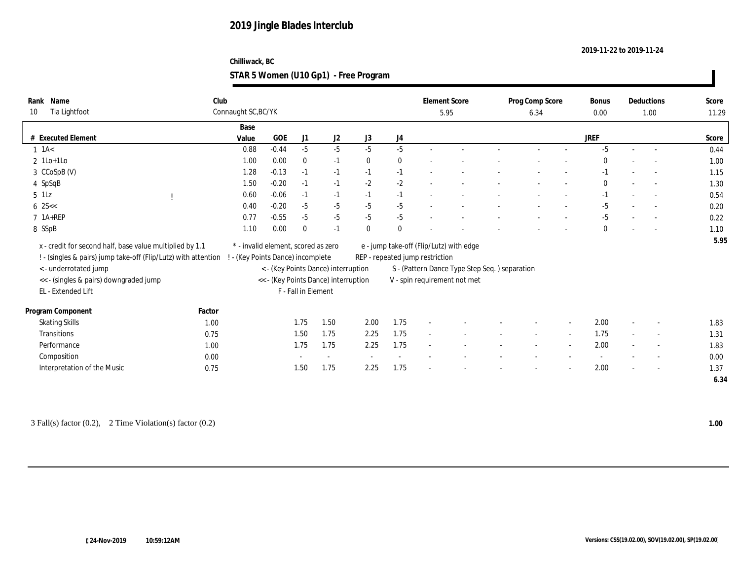# 2019 Jingle Blades Interclub

**2019-11-22 to 2019-11-24**

**Chilliwack, BC**

## STAR 5 Women (U10 Gp1) - Free Program

| Rank | Name | Club | Element Score | Prog Comp Score | Bonus | Deductions | Score |
|---|---|---|---|---|---|---|---|
| 10 | Tia Lightfoot | Connaught SC,BC/YK | 5.95 | 6.34 | 0.00 | 1.00 | 11.29 |

| # | Executed Element | | Base Value | GOE | J1 | J2 | J3 | J4 | | | | | | JREF | | | Score |
|---|---|---|---|---|---|---|---|---|---|---|---|---|---|---|---|---|---|
| 1 | 1A< | | 0.88 | -0.44 | -5 | -5 | -5 | -5 | - | - | - | - | - | -5 | - | - | 0.44 |
| 2 | 1Lo+1Lo | | 1.00 | 0.00 | 0 | -1 | 0 | 0 | - | - | - | - | - | 0 | - | - | 1.00 |
| 3 | CCoSpB (V) | | 1.28 | -0.13 | -1 | -1 | -1 | -1 | - | - | - | - | - | -1 | - | - | 1.15 |
| 4 | SpSqB | | 1.50 | -0.20 | -1 | -1 | -2 | -2 | - | - | - | - | - | 0 | - | - | 1.30 |
| 5 | 1Lz | ! | 0.60 | -0.06 | -1 | -1 | -1 | -1 | - | - | - | - | - | -1 | - | - | 0.54 |
| 6 | 2S<< | | 0.40 | -0.20 | -5 | -5 | -5 | -5 | - | - | - | - | - | -5 | - | - | 0.20 |
| 7 | 1A+REP | | 0.77 | -0.55 | -5 | -5 | -5 | -5 | - | - | - | - | - | -5 | - | - | 0.22 |
| 8 | SSpB | | 1.10 | 0.00 | 0 | -1 | 0 | 0 | - | - | - | - | - | 0 | - | - | 1.10 |
| | | | | | | | | | | | | | | | | | 5.95 |

x - credit for second half, base value multiplied by 1.1
! - (singles & pairs) jump take-off (Flip/Lutz) with attention
< - underrotated jump
<< - (singles & pairs) downgraded jump
EL - Extended Lift
\* - invalid element, scored as zero
! - (Key Points Dance) incomplete
< - (Key Points Dance) interruption
<< - (Key Points Dance) interruption
F - Fall in Element
e - jump take-off (Flip/Lutz) with edge
REP - repeated jump restriction
S - (Pattern Dance Type Step Seq. ) separation
V - spin requirement not met

| Program Component | Factor | J1 | J2 | J3 | J4 | | | | | | JREF | | | Score |
|---|---|---|---|---|---|---|---|---|---|---|---|---|---|---|
| Skating Skills | 1.00 | 1.75 | 1.50 | 2.00 | 1.75 | - | - | - | - | - | 2.00 | - | - | 1.83 |
| Transitions | 0.75 | 1.50 | 1.75 | 2.25 | 1.75 | - | - | - | - | - | 1.75 | - | - | 1.31 |
| Performance | 1.00 | 1.75 | 1.75 | 2.25 | 1.75 | - | - | - | - | - | 2.00 | - | - | 1.83 |
| Composition | 0.00 | - | - | - | - | - | - | - | - | - | - | - | - | 0.00 |
| Interpretation of the Music | 0.75 | 1.50 | 1.75 | 2.25 | 1.75 | - | - | - | - | - | 2.00 | - | - | 1.37 |
| | | | | | | | | | | | | | | 6.34 |

3 Fall(s) factor (0.2), 2 Time Violation(s) factor (0.2) **1.00**

24-Nov-2019 10:59:12AM

Versions: CSS(19.02.00), SOV(19.02.00), SP(19.02.00)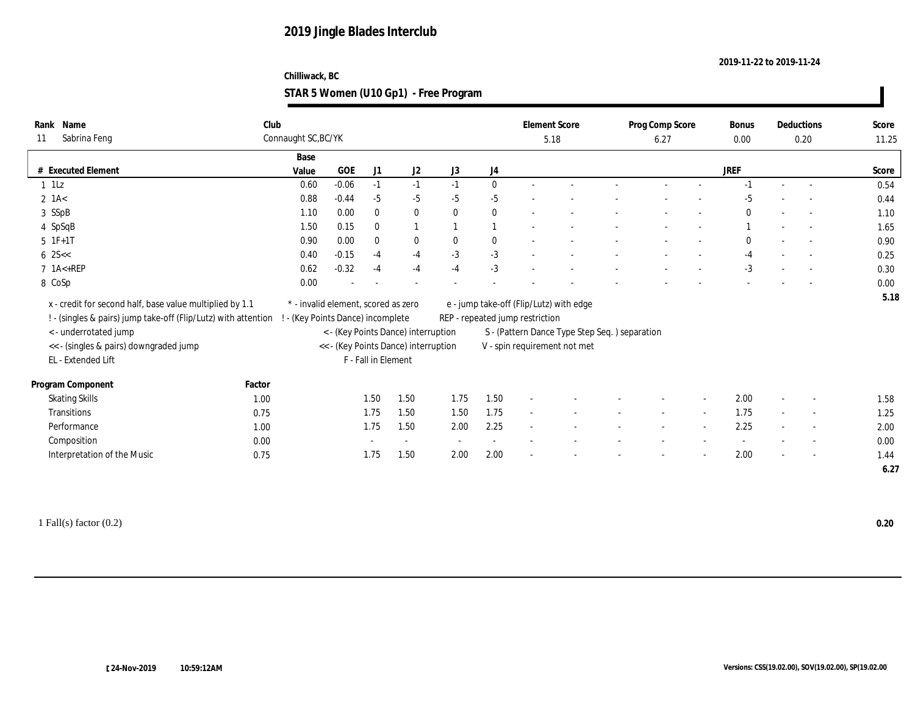# 2019 Jingle Blades Interclub

2019-11-22 to 2019-11-24

Chilliwack, BC

## STAR 5 Women (U10 Gp1) - Free Program

| Rank | Name | Club | Element Score | Prog Comp Score | Bonus | Deductions | Score |
|---|---|---|---|---|---|---|---|
| 11 | Sabrina Feng | Connaught SC,BC/YK | 5.18 | 6.27 | 0.00 | 0.20 | 11.25 |

| # | Executed Element | Base Value | GOE | J1 | J2 | J3 | J4 | | | | | | | JREF | | | Score |
|---|---|---|---|---|---|---|---|---|---|---|---|---|---|---|---|---|---|
| 1 | 1Lz | 0.60 | -0.06 | -1 | -1 | -1 | 0 | - | - | - | - | - | - | -1 | - | - | 0.54 |
| 2 | 1A< | 0.88 | -0.44 | -5 | -5 | -5 | -5 | - | - | - | - | - | - | -5 | - | - | 0.44 |
| 3 | SSpB | 1.10 | 0.00 | 0 | 0 | 0 | 0 | - | - | - | - | - | - | 0 | - | - | 1.10 |
| 4 | SpSqB | 1.50 | 0.15 | 0 | 1 | 1 | 1 | - | - | - | - | - | - | 1 | - | - | 1.65 |
| 5 | 1F+1T | 0.90 | 0.00 | 0 | 0 | 0 | 0 | - | - | - | - | - | - | 0 | - | - | 0.90 |
| 6 | 2S<< | 0.40 | -0.15 | -4 | -4 | -3 | -3 | - | - | - | - | - | - | -4 | - | - | 0.25 |
| 7 | 1A<+REP | 0.62 | -0.32 | -4 | -4 | -4 | -3 | - | - | - | - | - | - | -3 | - | - | 0.30 |
| 8 | CoSp | 0.00 | - | - | - | - | - | - | - | - | - | - | - | - | - | - | 0.00 |
| | | | | | | | | | | | | | | | | | 5.18 |

x - credit for second half, base value multiplied by 1.1
! - (singles & pairs) jump take-off (Flip/Lutz) with attention
< - underrotated jump
<< - (singles & pairs) downgraded jump
EL - Extended Lift
* - invalid element, scored as zero
! - (Key Points Dance) incomplete
< - (Key Points Dance) interruption
<< - (Key Points Dance) interruption
F - Fall in Element
e - jump take-off (Flip/Lutz) with edge
REP - repeated jump restriction
S - (Pattern Dance Type Step Seq. ) separation
V - spin requirement not met

| Program Component | Factor | J1 | J2 | J3 | J4 | | | | | | | JREF | | | Score |
|---|---|---|---|---|---|---|---|---|---|---|---|---|---|---|---|
| Skating Skills | 1.00 | 1.50 | 1.50 | 1.75 | 1.50 | - | - | - | - | - | - | 2.00 | - | - | 1.58 |
| Transitions | 0.75 | 1.75 | 1.50 | 1.50 | 1.75 | - | - | - | - | - | - | 1.75 | - | - | 1.25 |
| Performance | 1.00 | 1.75 | 1.50 | 2.00 | 2.25 | - | - | - | - | - | - | 2.25 | - | - | 2.00 |
| Composition | 0.00 | - | - | - | - | - | - | - | - | - | - | - | - | - | 0.00 |
| Interpretation of the Music | 0.75 | 1.75 | 1.50 | 2.00 | 2.00 | - | - | - | - | - | - | 2.00 | - | - | 1.44 |
| | | | | | | | | | | | | | | | 6.27 |

1 Fall(s) factor (0.2) **0.20**

24-Nov-2019 10:59:12AM

Versions: CSS(19.02.00), SOV(19.02.00), SP(19.02.00)